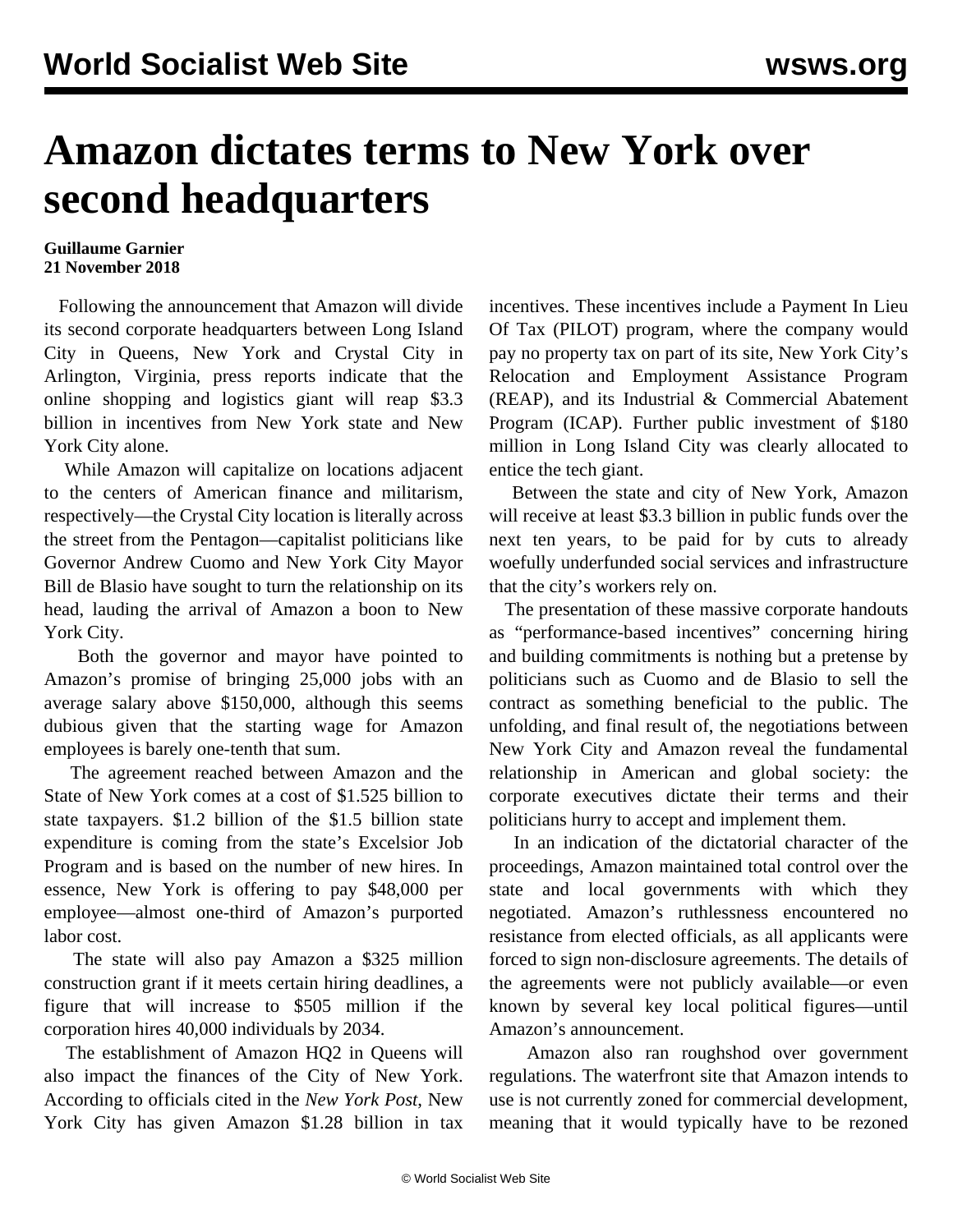# Amazon dictates terms to New York over second headquarters

**Guillaume Garnier**
**21 November 2018**

Following the announcement that Amazon will divide its second corporate headquarters between Long Island City in Queens, New York and Crystal City in Arlington, Virginia, press reports indicate that the online shopping and logistics giant will reap $3.3 billion in incentives from New York state and New York City alone.

While Amazon will capitalize on locations adjacent to the centers of American finance and militarism, respectively—the Crystal City location is literally across the street from the Pentagon—capitalist politicians like Governor Andrew Cuomo and New York City Mayor Bill de Blasio have sought to turn the relationship on its head, lauding the arrival of Amazon a boon to New York City.

Both the governor and mayor have pointed to Amazon's promise of bringing 25,000 jobs with an average salary above $150,000, although this seems dubious given that the starting wage for Amazon employees is barely one-tenth that sum.

The agreement reached between Amazon and the State of New York comes at a cost of $1.525 billion to state taxpayers. $1.2 billion of the $1.5 billion state expenditure is coming from the state's Excelsior Job Program and is based on the number of new hires. In essence, New York is offering to pay $48,000 per employee—almost one-third of Amazon's purported labor cost.

The state will also pay Amazon a $325 million construction grant if it meets certain hiring deadlines, a figure that will increase to $505 million if the corporation hires 40,000 individuals by 2034.

The establishment of Amazon HQ2 in Queens will also impact the finances of the City of New York. According to officials cited in the *New York Post*, New York City has given Amazon $1.28 billion in tax incentives. These incentives include a Payment In Lieu Of Tax (PILOT) program, where the company would pay no property tax on part of its site, New York City's Relocation and Employment Assistance Program (REAP), and its Industrial & Commercial Abatement Program (ICAP). Further public investment of $180 million in Long Island City was clearly allocated to entice the tech giant.

Between the state and city of New York, Amazon will receive at least $3.3 billion in public funds over the next ten years, to be paid for by cuts to already woefully underfunded social services and infrastructure that the city's workers rely on.

The presentation of these massive corporate handouts as "performance-based incentives" concerning hiring and building commitments is nothing but a pretense by politicians such as Cuomo and de Blasio to sell the contract as something beneficial to the public. The unfolding, and final result of, the negotiations between New York City and Amazon reveal the fundamental relationship in American and global society: the corporate executives dictate their terms and their politicians hurry to accept and implement them.

In an indication of the dictatorial character of the proceedings, Amazon maintained total control over the state and local governments with which they negotiated. Amazon's ruthlessness encountered no resistance from elected officials, as all applicants were forced to sign non-disclosure agreements. The details of the agreements were not publicly available—or even known by several key local political figures—until Amazon's announcement.

Amazon also ran roughshod over government regulations. The waterfront site that Amazon intends to use is not currently zoned for commercial development, meaning that it would typically have to be rezoned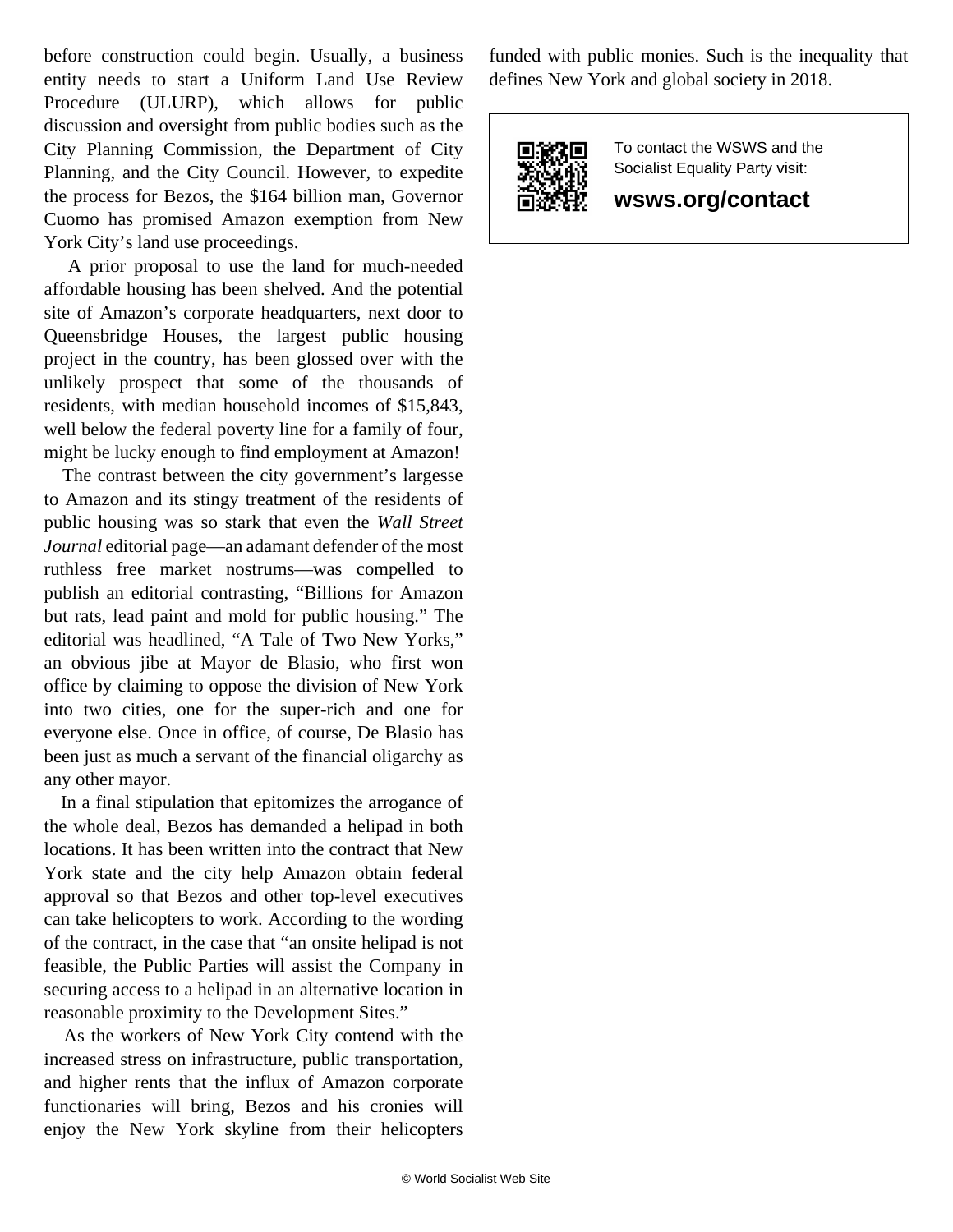before construction could begin. Usually, a business entity needs to start a Uniform Land Use Review Procedure (ULURP), which allows for public discussion and oversight from public bodies such as the City Planning Commission, the Department of City Planning, and the City Council. However, to expedite the process for Bezos, the $164 billion man, Governor Cuomo has promised Amazon exemption from New York City's land use proceedings.

A prior proposal to use the land for much-needed affordable housing has been shelved. And the potential site of Amazon's corporate headquarters, next door to Queensbridge Houses, the largest public housing project in the country, has been glossed over with the unlikely prospect that some of the thousands of residents, with median household incomes of $15,843, well below the federal poverty line for a family of four, might be lucky enough to find employment at Amazon!

The contrast between the city government's largesse to Amazon and its stingy treatment of the residents of public housing was so stark that even the *Wall Street Journal* editorial page—an adamant defender of the most ruthless free market nostrums—was compelled to publish an editorial contrasting, "Billions for Amazon but rats, lead paint and mold for public housing." The editorial was headlined, "A Tale of Two New Yorks," an obvious jibe at Mayor de Blasio, who first won office by claiming to oppose the division of New York into two cities, one for the super-rich and one for everyone else. Once in office, of course, De Blasio has been just as much a servant of the financial oligarchy as any other mayor.

In a final stipulation that epitomizes the arrogance of the whole deal, Bezos has demanded a helipad in both locations. It has been written into the contract that New York state and the city help Amazon obtain federal approval so that Bezos and other top-level executives can take helicopters to work. According to the wording of the contract, in the case that "an onsite helipad is not feasible, the Public Parties will assist the Company in securing access to a helipad in an alternative location in reasonable proximity to the Development Sites."

As the workers of New York City contend with the increased stress on infrastructure, public transportation, and higher rents that the influx of Amazon corporate functionaries will bring, Bezos and his cronies will enjoy the New York skyline from their helicopters funded with public monies. Such is the inequality that defines New York and global society in 2018.

To contact the WSWS and the Socialist Equality Party visit:

**wsws.org/contact**